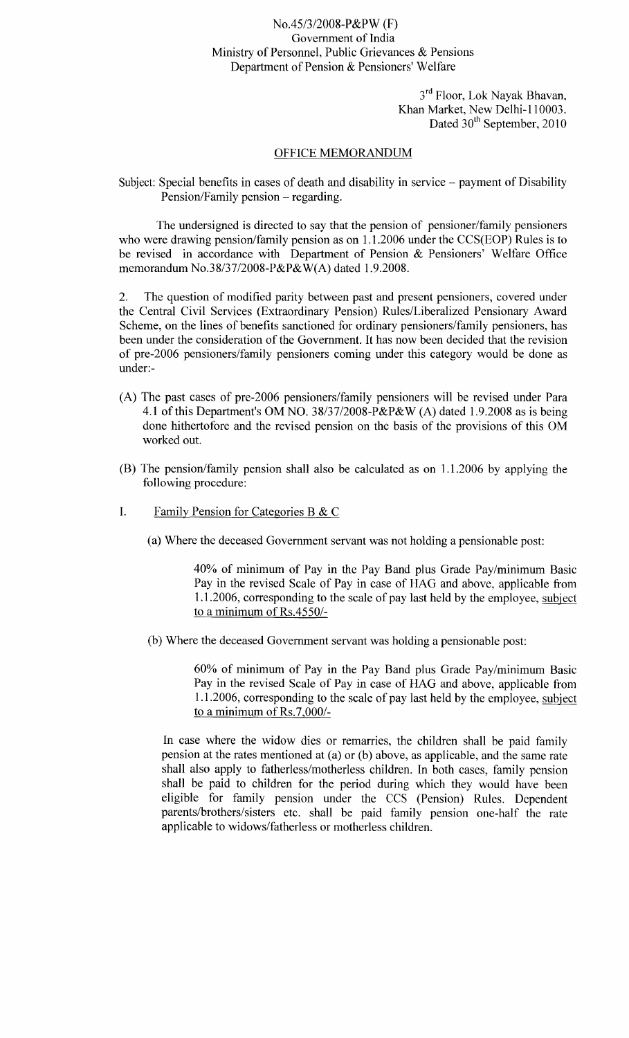No.45/3/2008-P&PW (F)
Government of India
Ministry of Personnel, Public Grievances & Pensions
Department of Pension & Pensioners' Welfare

3rd Floor, Lok Nayak Bhavan,
Khan Market, New Delhi-110003.
Dated 30th September, 2010

## OFFICE MEMORANDUM

Subject: Special benefits in cases of death and disability in service – payment of Disability Pension/Family pension – regarding.

The undersigned is directed to say that the pension of pensioner/family pensioners who were drawing pension/family pension as on 1.1.2006 under the CCS(EOP) Rules is to be revised in accordance with Department of Pension & Pensioners' Welfare Office memorandum No.38/37/2008-P&P&W(A) dated 1.9.2008.

2. The question of modified parity between past and present pensioners, covered under the Central Civil Services (Extraordinary Pension) Rules/Liberalized Pensionary Award Scheme, on the lines of benefits sanctioned for ordinary pensioners/family pensioners, has been under the consideration of the Government. It has now been decided that the revision of pre-2006 pensioners/family pensioners coming under this category would be done as under:-

(A) The past cases of pre-2006 pensioners/family pensioners will be revised under Para 4.1 of this Department's OM NO. 38/37/2008-P&P&W (A) dated 1.9.2008 as is being done hithertofore and the revised pension on the basis of the provisions of this OM worked out.

(B) The pension/family pension shall also be calculated as on 1.1.2006 by applying the following procedure:

I. Family Pension for Categories B & C

(a) Where the deceased Government servant was not holding a pensionable post:

> 40% of minimum of Pay in the Pay Band plus Grade Pay/minimum Basic Pay in the revised Scale of Pay in case of HAG and above, applicable from 1.1.2006, corresponding to the scale of pay last held by the employee, subject to a minimum of Rs.4550/-

(b) Where the deceased Government servant was holding a pensionable post:

> 60% of minimum of Pay in the Pay Band plus Grade Pay/minimum Basic Pay in the revised Scale of Pay in case of HAG and above, applicable from 1.1.2006, corresponding to the scale of pay last held by the employee, subject to a minimum of Rs.7,000/-

In case where the widow dies or remarries, the children shall be paid family pension at the rates mentioned at (a) or (b) above, as applicable, and the same rate shall also apply to fatherless/motherless children. In both cases, family pension shall be paid to children for the period during which they would have been eligible for family pension under the CCS (Pension) Rules. Dependent parents/brothers/sisters etc. shall be paid family pension one-half the rate applicable to widows/fatherless or motherless children.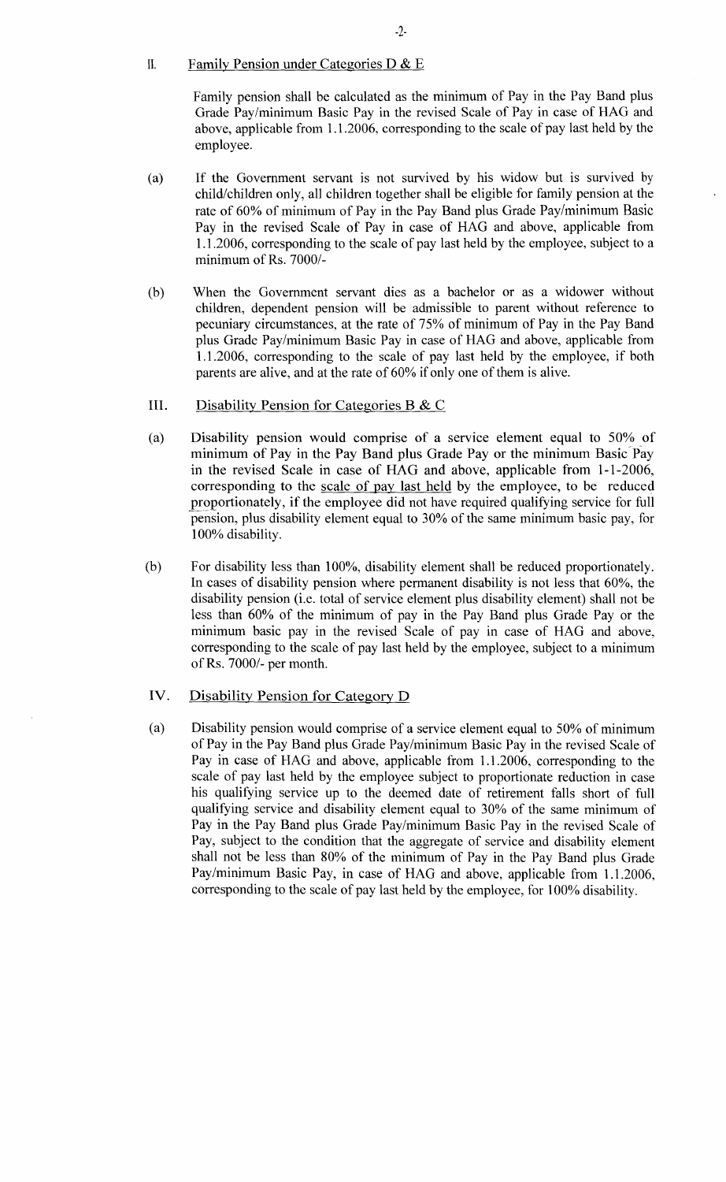## II. Family Pension under Categories D & E

Family pension shall be calculated as the minimum of Pay in the Pay Band plus Grade Pay/minimum Basic Pay in the revised Scale of Pay in case of HAG and above, applicable from 1.1.2006, corresponding to the scale of pay last held by the employee.

(a) If the Government servant is not survived by his widow but is survived by child/children only, all children together shall be eligible for family pension at the rate of 60% of minimum of Pay in the Pay Band plus Grade Pay/minimum Basic Pay in the revised Scale of Pay in case of HAG and above, applicable from 1.1.2006, corresponding to the scale of pay last held by the employee, subject to a minimum of Rs. 7000/-

(b) When the Government servant dies as a bachelor or as a widower without children, dependent pension will be admissible to parent without reference to pecuniary circumstances, at the rate of 75% of minimum of Pay in the Pay Band plus Grade Pay/minimum Basic Pay in case of HAG and above, applicable from 1.1.2006, corresponding to the scale of pay last held by the employee, if both parents are alive, and at the rate of 60% if only one of them is alive.

## III. Disability Pension for Categories B & C

(a) Disability pension would comprise of a service element equal to 50% of minimum of Pay in the Pay Band plus Grade Pay or the minimum Basic Pay in the revised Scale in case of HAG and above, applicable from 1-1-2006, corresponding to the scale of pay last held by the employee, to be reduced proportionately, if the employee did not have required qualifying service for full pension, plus disability element equal to 30% of the same minimum basic pay, for 100% disability.

(b) For disability less than 100%, disability element shall be reduced proportionately. In cases of disability pension where permanent disability is not less that 60%, the disability pension (i.e. total of service element plus disability element) shall not be less than 60% of the minimum of pay in the Pay Band plus Grade Pay or the minimum basic pay in the revised Scale of pay in case of HAG and above, corresponding to the scale of pay last held by the employee, subject to a minimum of Rs. 7000/- per month.

## IV. Disability Pension for Category D

(a) Disability pension would comprise of a service element equal to 50% of minimum of Pay in the Pay Band plus Grade Pay/minimum Basic Pay in the revised Scale of Pay in case of HAG and above, applicable from 1.1.2006, corresponding to the scale of pay last held by the employee subject to proportionate reduction in case his qualifying service up to the deemed date of retirement falls short of full qualifying service and disability element equal to 30% of the same minimum of Pay in the Pay Band plus Grade Pay/minimum Basic Pay in the revised Scale of Pay, subject to the condition that the aggregate of service and disability element shall not be less than 80% of the minimum of Pay in the Pay Band plus Grade Pay/minimum Basic Pay, in case of HAG and above, applicable from 1.1.2006, corresponding to the scale of pay last held by the employee, for 100% disability.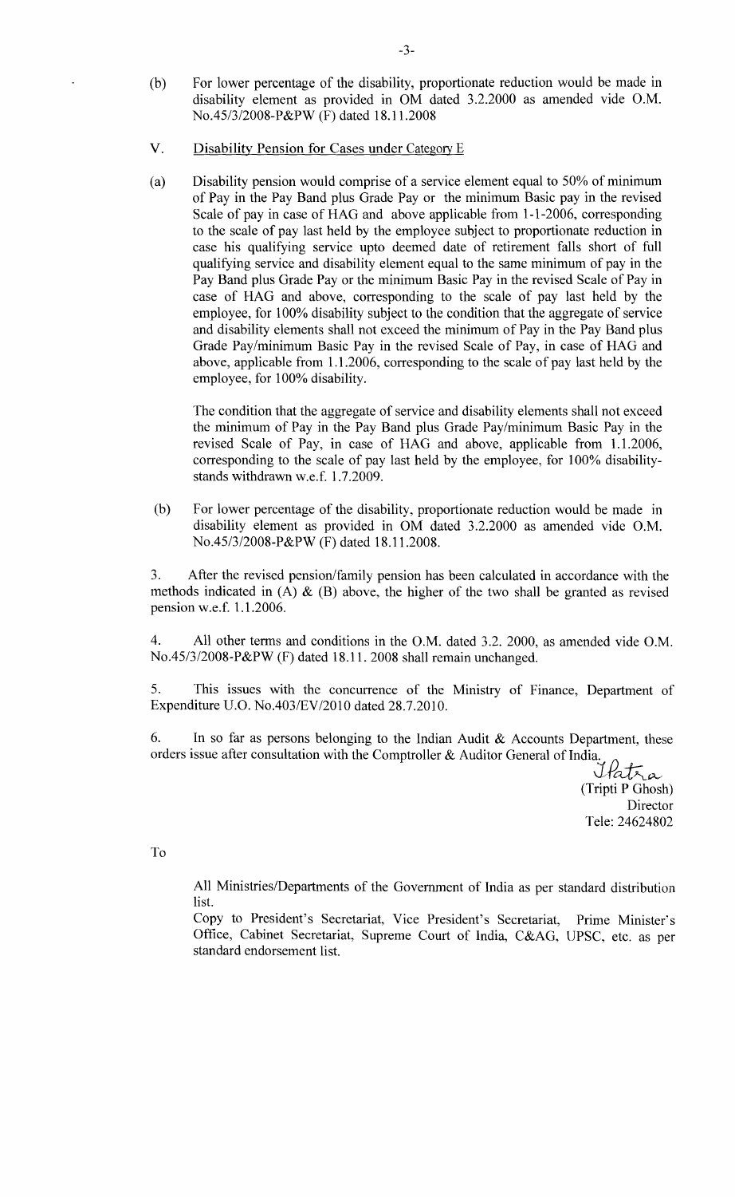(b) For lower percentage of the disability, proportionate reduction would be made in disability element as provided in OM dated 3.2.2000 as amended vide O.M. No.45/3/2008-P&PW (F) dated 18.11.2008

V. Disability Pension for Cases under Category E

(a) Disability pension would comprise of a service element equal to 50% of minimum of Pay in the Pay Band plus Grade Pay or the minimum Basic pay in the revised Scale of pay in case of HAG and above applicable from 1-1-2006, corresponding to the scale of pay last held by the employee subject to proportionate reduction in case his qualifying service upto deemed date of retirement falls short of full qualifying service and disability element equal to the same minimum of pay in the Pay Band plus Grade Pay or the minimum Basic Pay in the revised Scale of Pay in case of HAG and above, corresponding to the scale of pay last held by the employee, for 100% disability subject to the condition that the aggregate of service and disability elements shall not exceed the minimum of Pay in the Pay Band plus Grade Pay/minimum Basic Pay in the revised Scale of Pay, in case of HAG and above, applicable from 1.1.2006, corresponding to the scale of pay last held by the employee, for 100% disability.

The condition that the aggregate of service and disability elements shall not exceed the minimum of Pay in the Pay Band plus Grade Pay/minimum Basic Pay in the revised Scale of Pay, in case of HAG and above, applicable from 1.1.2006, corresponding to the scale of pay last held by the employee, for 100% disability-stands withdrawn w.e.f. 1.7.2009.

(b) For lower percentage of the disability, proportionate reduction would be made in disability element as provided in OM dated 3.2.2000 as amended vide O.M. No.45/3/2008-P&PW (F) dated 18.11.2008.

3. After the revised pension/family pension has been calculated in accordance with the methods indicated in (A) & (B) above, the higher of the two shall be granted as revised pension w.e.f. 1.1.2006.

4. All other terms and conditions in the O.M. dated 3.2. 2000, as amended vide O.M. No.45/3/2008-P&PW (F) dated 18.11. 2008 shall remain unchanged.

5. This issues with the concurrence of the Ministry of Finance, Department of Expenditure U.O. No.403/EV/2010 dated 28.7.2010.

6. In so far as persons belonging to the Indian Audit & Accounts Department, these orders issue after consultation with the Comptroller & Auditor General of India.

(Tripti P Ghosh)
Director
Tele: 24624802

To

All Ministries/Departments of the Government of India as per standard distribution list.

Copy to President's Secretariat, Vice President's Secretariat, Prime Minister's Office, Cabinet Secretariat, Supreme Court of India, C&AG, UPSC, etc. as per standard endorsement list.